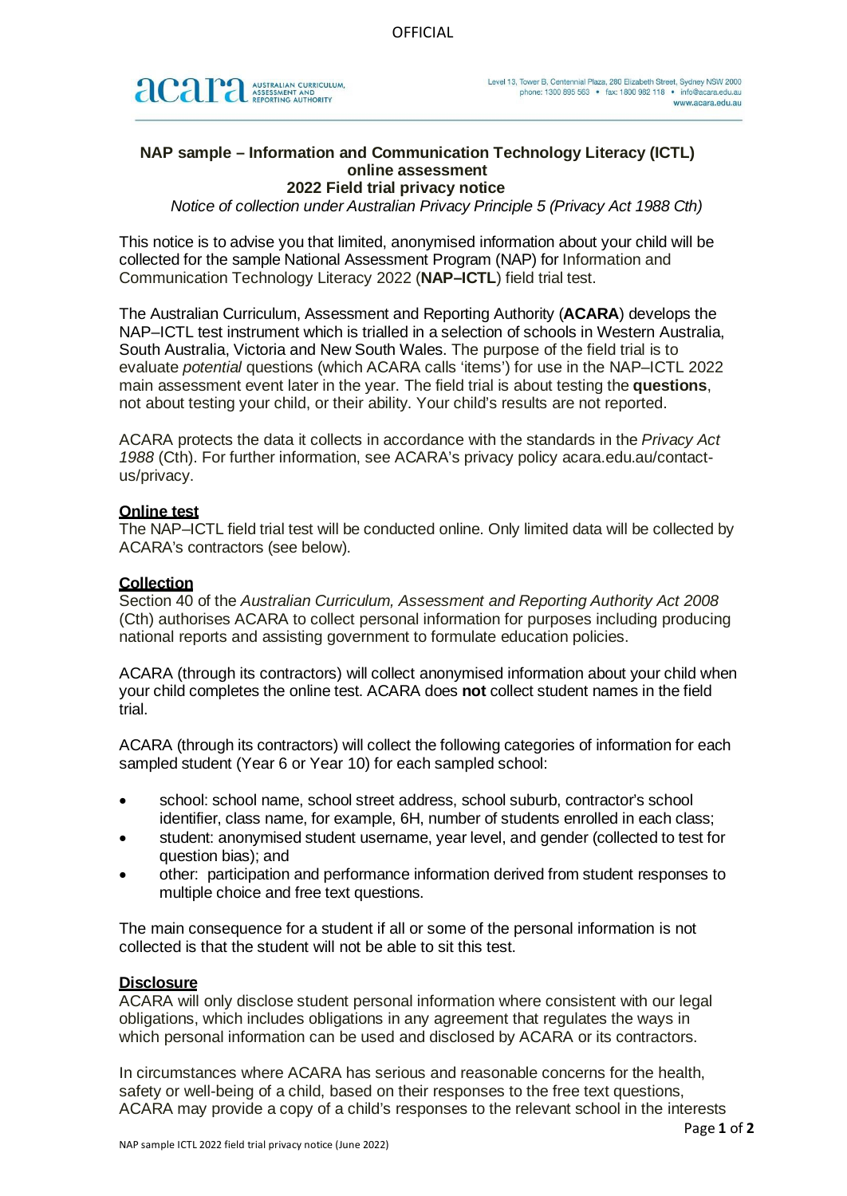# NAP sample – Information and Communication Technology Literacy (ICTL) online assessment
## 2022 Field trial privacy notice
*Notice of collection under Australian Privacy Principle 5 (Privacy Act 1988 Cth)*

This notice is to advise you that limited, anonymised information about your child will be collected for the sample National Assessment Program (NAP) for Information and Communication Technology Literacy 2022 (**NAP–ICTL**) field trial test.

The Australian Curriculum, Assessment and Reporting Authority (**ACARA**) develops the NAP–ICTL test instrument which is trialled in a selection of schools in Western Australia, South Australia, Victoria and New South Wales. The purpose of the field trial is to evaluate *potential* questions (which ACARA calls 'items') for use in the NAP–ICTL 2022 main assessment event later in the year. The field trial is about testing the **questions**, not about testing your child, or their ability. Your child's results are not reported.

ACARA protects the data it collects in accordance with the standards in the *Privacy Act 1988* (Cth). For further information, see ACARA's privacy policy acara.edu.au/contact-us/privacy.

### Online test

The NAP–ICTL field trial test will be conducted online. Only limited data will be collected by ACARA's contractors (see below).

### Collection

Section 40 of the *Australian Curriculum, Assessment and Reporting Authority Act 2008* (Cth) authorises ACARA to collect personal information for purposes including producing national reports and assisting government to formulate education policies.

ACARA (through its contractors) will collect anonymised information about your child when your child completes the online test. ACARA does **not** collect student names in the field trial.

ACARA (through its contractors) will collect the following categories of information for each sampled student (Year 6 or Year 10) for each sampled school:

- school: school name, school street address, school suburb, contractor's school identifier, class name, for example, 6H, number of students enrolled in each class;
- student: anonymised student username, year level, and gender (collected to test for question bias); and
- other: participation and performance information derived from student responses to multiple choice and free text questions.

The main consequence for a student if all or some of the personal information is not collected is that the student will not be able to sit this test.

### Disclosure

ACARA will only disclose student personal information where consistent with our legal obligations, which includes obligations in any agreement that regulates the ways in which personal information can be used and disclosed by ACARA or its contractors.

In circumstances where ACARA has serious and reasonable concerns for the health, safety or well-being of a child, based on their responses to the free text questions, ACARA may provide a copy of a child's responses to the relevant school in the interests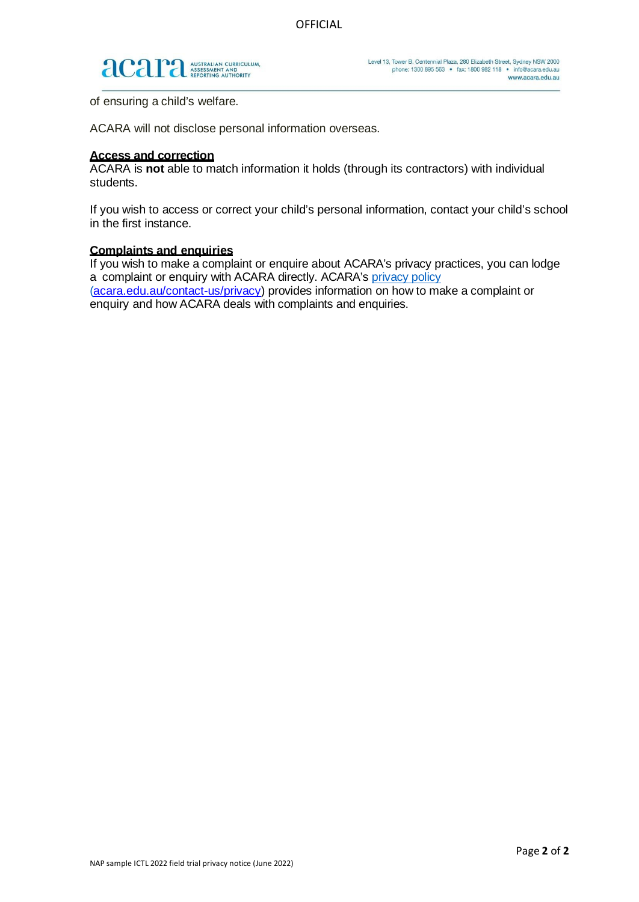of ensuring a child's welfare.

ACARA will not disclose personal information overseas.

**Access and correction**

ACARA is **not** able to match information it holds (through its contractors) with individual students.

If you wish to access or correct your child's personal information, contact your child's school in the first instance.

**Complaints and enquiries**

If you wish to make a complaint or enquire about ACARA's privacy practices, you can lodge a complaint or enquiry with ACARA directly. ACARA's privacy policy (acara.edu.au/contact-us/privacy) provides information on how to make a complaint or enquiry and how ACARA deals with complaints and enquiries.